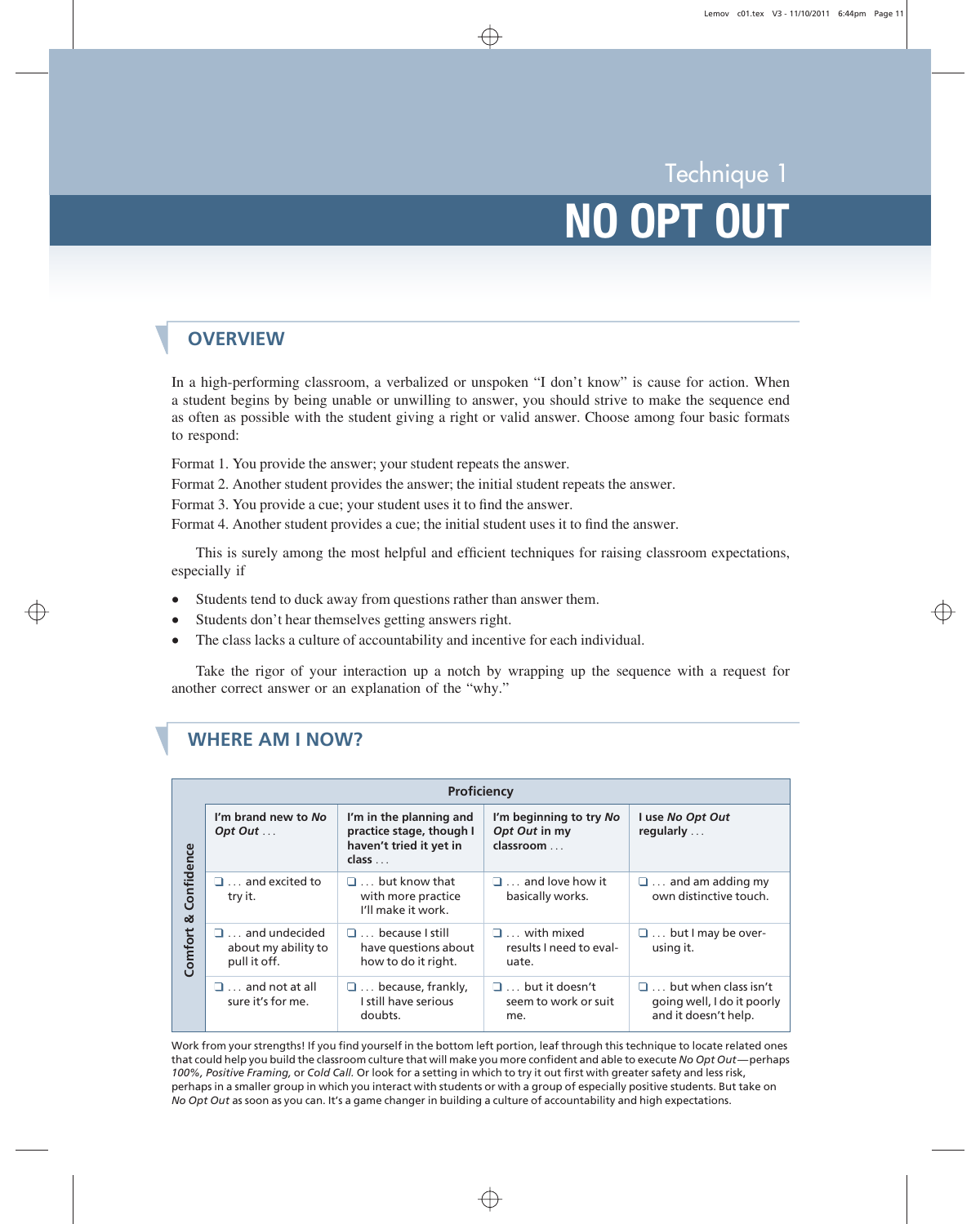Technique 1

# NO OPT OUT

## OVERVIEW

In a high-performing classroom, a verbalized or unspoken "I don't know" is cause for action. When a student begins by being unable or unwilling to answer, you should strive to make the sequence end as often as possible with the student giving a right or valid answer. Choose among four basic formats to respond:

Format 1. You provide the answer; your student repeats the answer.
Format 2. Another student provides the answer; the initial student repeats the answer.
Format 3. You provide a cue; your student uses it to find the answer.
Format 4. Another student provides a cue; the initial student uses it to find the answer.

This is surely among the most helpful and efficient techniques for raising classroom expectations, especially if

- Students tend to duck away from questions rather than answer them.
- Students don't hear themselves getting answers right.
- The class lacks a culture of accountability and incentive for each individual.

Take the rigor of your interaction up a notch by wrapping up the sequence with a request for another correct answer or an explanation of the "why."

## WHERE AM I NOW?

| | Proficiency | | | |
|---|---|---|---|---|
| **Comfort & Confidence** | **I'm brand new to *No Opt Out* . . .** | **I'm in the planning and practice stage, though I haven't tried it yet in class . . .** | **I'm beginning to try *No Opt Out* in my classroom . . .** | **I use *No Opt Out* regularly . . .** |
| | ❑ . . . and excited to try it. | ❑ . . . but know that with more practice I'll make it work. | ❑ . . . and love how it basically works. | ❑ . . . and am adding my own distinctive touch. |
| | ❑ . . . and undecided about my ability to pull it off. | ❑ . . . because I still have questions about how to do it right. | ❑ . . . with mixed results I need to evaluate. | ❑ . . . but I may be over-using it. |
| | ❑ . . . and not at all sure it's for me. | ❑ . . . because, frankly, I still have serious doubts. | ❑ . . . but it doesn't seem to work or suit me. | ❑ . . . but when class isn't going well, I do it poorly and it doesn't help. |

Work from your strengths! If you find yourself in the bottom left portion, leaf through this technique to locate related ones that could help you build the classroom culture that will make you more confident and able to execute *No Opt Out*—perhaps *100%, Positive Framing,* or *Cold Call.* Or look for a setting in which to try it out first with greater safety and less risk, perhaps in a smaller group in which you interact with students or with a group of especially positive students. But take on *No Opt Out* as soon as you can. It's a game changer in building a culture of accountability and high expectations.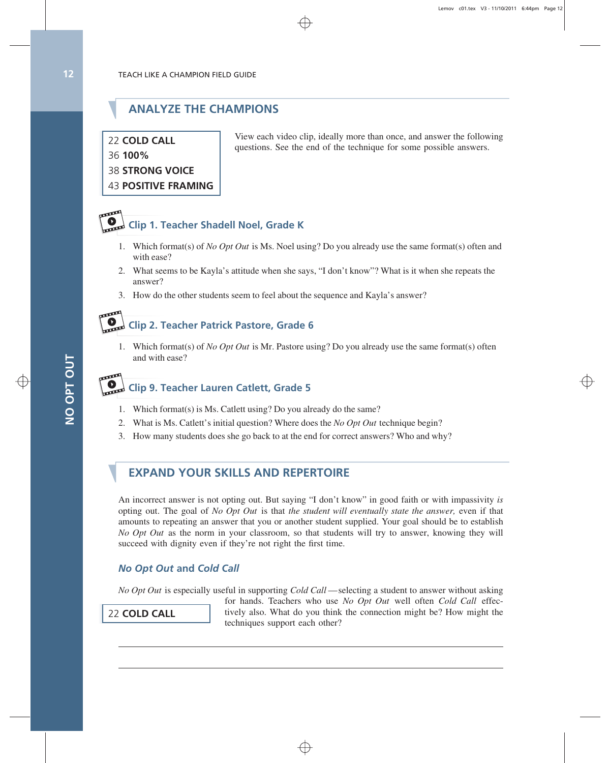## ANALYZE THE CHAMPIONS

22 **COLD CALL**
36 **100%**
38 **STRONG VOICE**
43 **POSITIVE FRAMING**

View each video clip, ideally more than once, and answer the following questions. See the end of the technique for some possible answers.

### Clip 1. Teacher Shadell Noel, Grade K

1. Which format(s) of *No Opt Out* is Ms. Noel using? Do you already use the same format(s) often and with ease?
2. What seems to be Kayla's attitude when she says, "I don't know"? What is it when she repeats the answer?
3. How do the other students seem to feel about the sequence and Kayla's answer?

### Clip 2. Teacher Patrick Pastore, Grade 6

1. Which format(s) of *No Opt Out* is Mr. Pastore using? Do you already use the same format(s) often and with ease?

### Clip 9. Teacher Lauren Catlett, Grade 5

1. Which format(s) is Ms. Catlett using? Do you already do the same?
2. What is Ms. Catlett's initial question? Where does the *No Opt Out* technique begin?
3. How many students does she go back to at the end for correct answers? Who and why?

## EXPAND YOUR SKILLS AND REPERTOIRE

An incorrect answer is not opting out. But saying "I don't know" in good faith or with impassivity *is* opting out. The goal of *No Opt Out* is that *the student will eventually state the answer,* even if that amounts to repeating an answer that you or another student supplied. Your goal should be to establish *No Opt Out* as the norm in your classroom, so that students will try to answer, knowing they will succeed with dignity even if they're not right the first time.

### *No Opt Out* and *Cold Call*

22 **COLD CALL**

*No Opt Out* is especially useful in supporting *Cold Call*—selecting a student to answer without asking for hands. Teachers who use *No Opt Out* well often *Cold Call* effectively also. What do you think the connection might be? How might the techniques support each other?

\_\_\_\_\_\_\_\_\_\_\_\_\_\_\_\_\_\_\_\_\_\_\_\_\_\_\_\_\_\_\_\_\_\_\_\_\_\_\_\_\_\_\_\_\_\_\_\_\_\_\_\_\_\_\_\_\_\_\_\_

\_\_\_\_\_\_\_\_\_\_\_\_\_\_\_\_\_\_\_\_\_\_\_\_\_\_\_\_\_\_\_\_\_\_\_\_\_\_\_\_\_\_\_\_\_\_\_\_\_\_\_\_\_\_\_\_\_\_\_\_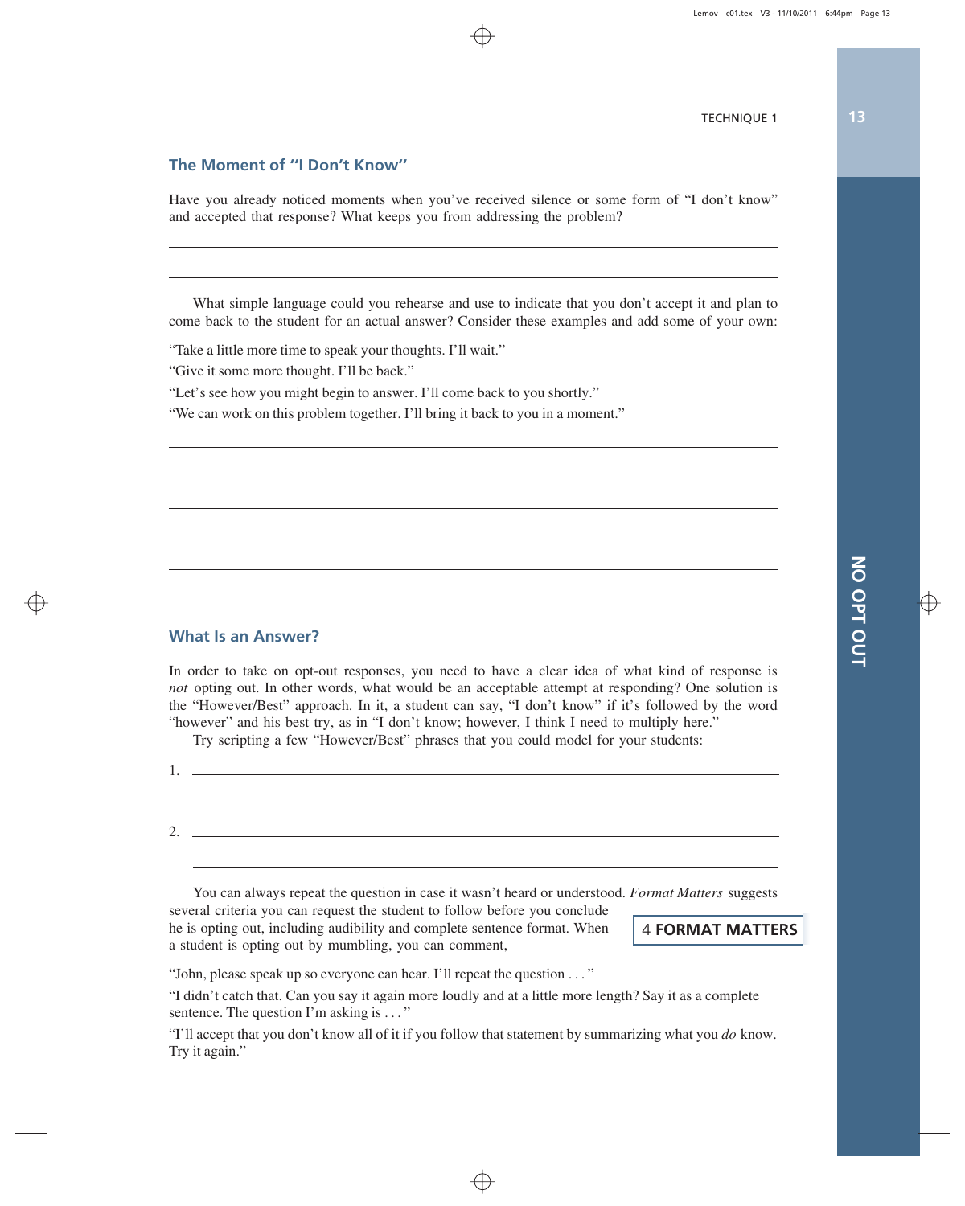## The Moment of "I Don't Know"

Have you already noticed moments when you've received silence or some form of "I don't know" and accepted that response? What keeps you from addressing the problem?

\_\_\_\_\_\_\_\_\_\_\_\_\_\_\_\_\_\_\_\_\_\_\_\_\_\_\_\_\_\_\_\_\_\_\_\_\_\_\_\_\_\_\_\_\_\_\_\_\_\_\_\_\_\_\_\_\_\_\_\_\_\_\_\_\_\_\_\_

\_\_\_\_\_\_\_\_\_\_\_\_\_\_\_\_\_\_\_\_\_\_\_\_\_\_\_\_\_\_\_\_\_\_\_\_\_\_\_\_\_\_\_\_\_\_\_\_\_\_\_\_\_\_\_\_\_\_\_\_\_\_\_\_\_\_\_\_

What simple language could you rehearse and use to indicate that you don't accept it and plan to come back to the student for an actual answer? Consider these examples and add some of your own:

"Take a little more time to speak your thoughts. I'll wait."

"Give it some more thought. I'll be back."

"Let's see how you might begin to answer. I'll come back to you shortly."

"We can work on this problem together. I'll bring it back to you in a moment."

\_\_\_\_\_\_\_\_\_\_\_\_\_\_\_\_\_\_\_\_\_\_\_\_\_\_\_\_\_\_\_\_\_\_\_\_\_\_\_\_\_\_\_\_\_\_\_\_\_\_\_\_\_\_\_\_\_\_\_\_\_\_\_\_\_\_\_\_

\_\_\_\_\_\_\_\_\_\_\_\_\_\_\_\_\_\_\_\_\_\_\_\_\_\_\_\_\_\_\_\_\_\_\_\_\_\_\_\_\_\_\_\_\_\_\_\_\_\_\_\_\_\_\_\_\_\_\_\_\_\_\_\_\_\_\_\_

\_\_\_\_\_\_\_\_\_\_\_\_\_\_\_\_\_\_\_\_\_\_\_\_\_\_\_\_\_\_\_\_\_\_\_\_\_\_\_\_\_\_\_\_\_\_\_\_\_\_\_\_\_\_\_\_\_\_\_\_\_\_\_\_\_\_\_\_

\_\_\_\_\_\_\_\_\_\_\_\_\_\_\_\_\_\_\_\_\_\_\_\_\_\_\_\_\_\_\_\_\_\_\_\_\_\_\_\_\_\_\_\_\_\_\_\_\_\_\_\_\_\_\_\_\_\_\_\_\_\_\_\_\_\_\_\_

\_\_\_\_\_\_\_\_\_\_\_\_\_\_\_\_\_\_\_\_\_\_\_\_\_\_\_\_\_\_\_\_\_\_\_\_\_\_\_\_\_\_\_\_\_\_\_\_\_\_\_\_\_\_\_\_\_\_\_\_\_\_\_\_\_\_\_\_

\_\_\_\_\_\_\_\_\_\_\_\_\_\_\_\_\_\_\_\_\_\_\_\_\_\_\_\_\_\_\_\_\_\_\_\_\_\_\_\_\_\_\_\_\_\_\_\_\_\_\_\_\_\_\_\_\_\_\_\_\_\_\_\_\_\_\_\_

## What Is an Answer?

In order to take on opt-out responses, you need to have a clear idea of what kind of response is *not* opting out. In other words, what would be an acceptable attempt at responding? One solution is the "However/Best" approach. In it, a student can say, "I don't know" if it's followed by the word "however" and his best try, as in "I don't know; however, I think I need to multiply here."

Try scripting a few "However/Best" phrases that you could model for your students:

1. \_\_\_\_\_\_\_\_\_\_\_\_\_\_\_\_\_\_\_\_\_\_\_\_\_\_\_\_\_\_\_\_\_\_\_\_\_\_\_\_\_\_\_\_\_\_\_\_\_\_\_\_\_\_\_\_\_\_\_\_\_\_\_\_

   \_\_\_\_\_\_\_\_\_\_\_\_\_\_\_\_\_\_\_\_\_\_\_\_\_\_\_\_\_\_\_\_\_\_\_\_\_\_\_\_\_\_\_\_\_\_\_\_\_\_\_\_\_\_\_\_\_\_\_\_\_\_\_\_

2. \_\_\_\_\_\_\_\_\_\_\_\_\_\_\_\_\_\_\_\_\_\_\_\_\_\_\_\_\_\_\_\_\_\_\_\_\_\_\_\_\_\_\_\_\_\_\_\_\_\_\_\_\_\_\_\_\_\_\_\_\_\_\_\_

   \_\_\_\_\_\_\_\_\_\_\_\_\_\_\_\_\_\_\_\_\_\_\_\_\_\_\_\_\_\_\_\_\_\_\_\_\_\_\_\_\_\_\_\_\_\_\_\_\_\_\_\_\_\_\_\_\_\_\_\_\_\_\_\_

You can always repeat the question in case it wasn't heard or understood. *Format Matters* suggests several criteria you can request the student to follow before you conclude he is opting out, including audibility and complete sentence format. When a student is opting out by mumbling, you can comment,

> 4 **FORMAT MATTERS**

"John, please speak up so everyone can hear. I'll repeat the question . . ."

"I didn't catch that. Can you say it again more loudly and at a little more length? Say it as a complete sentence. The question I'm asking is . . ."

"I'll accept that you don't know all of it if you follow that statement by summarizing what you *do* know. Try it again."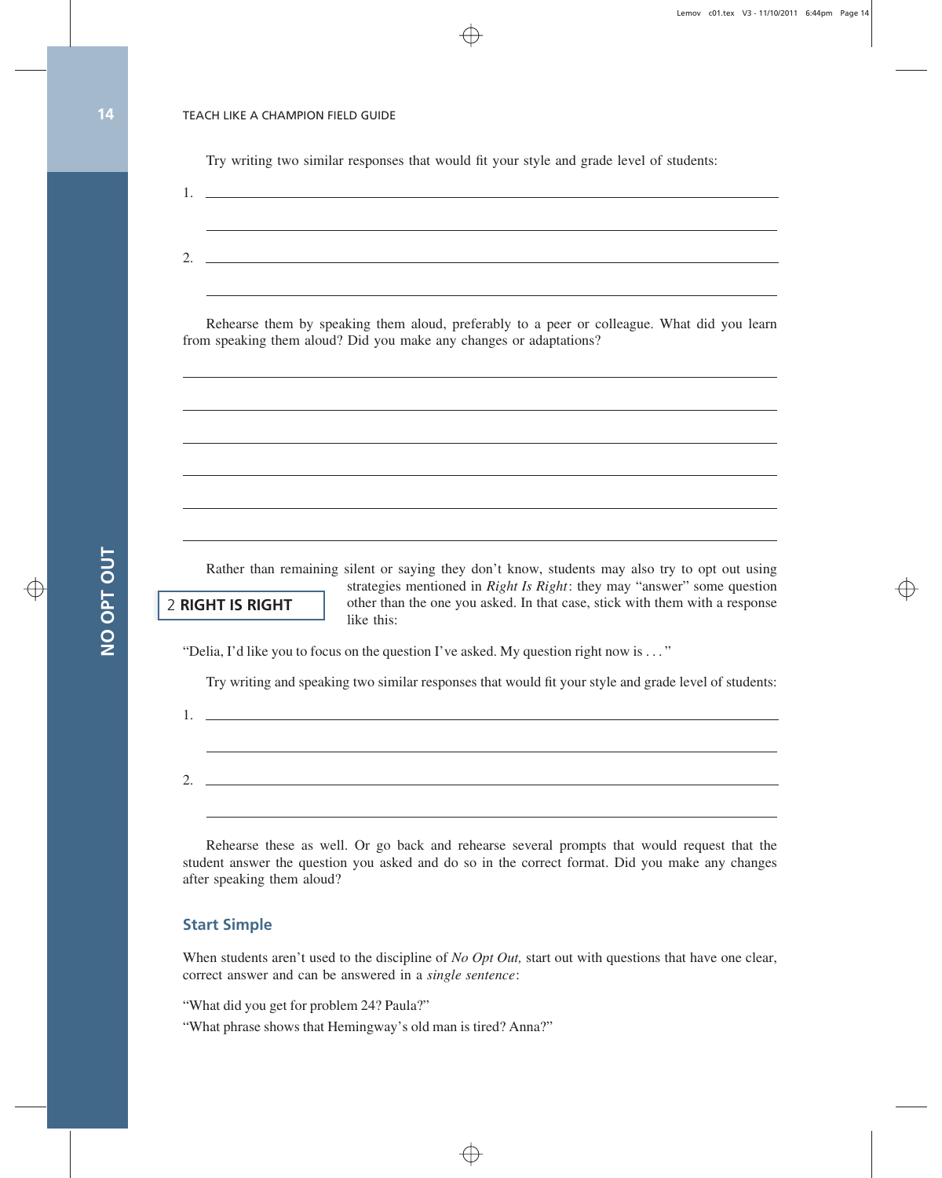Try writing two similar responses that would fit your style and grade level of students:

1. ______________________________________________

______________________________________________

2. ______________________________________________

______________________________________________

Rehearse them by speaking them aloud, preferably to a peer or colleague. What did you learn from speaking them aloud? Did you make any changes or adaptations?

______________________________________________

______________________________________________

______________________________________________

______________________________________________

______________________________________________

______________________________________________

Rather than remaining silent or saying they don't know, students may also try to opt out using strategies mentioned in *Right Is Right*: they may "answer" some question other than the one you asked. In that case, stick with them with a response like this:

> 2 **RIGHT IS RIGHT**

"Delia, I'd like you to focus on the question I've asked. My question right now is . . . "

Try writing and speaking two similar responses that would fit your style and grade level of students:

1. ______________________________________________

______________________________________________

2. ______________________________________________

______________________________________________

Rehearse these as well. Or go back and rehearse several prompts that would request that the student answer the question you asked and do so in the correct format. Did you make any changes after speaking them aloud?

## Start Simple

When students aren't used to the discipline of *No Opt Out,* start out with questions that have one clear, correct answer and can be answered in a *single sentence*:

"What did you get for problem 24? Paula?"

"What phrase shows that Hemingway's old man is tired? Anna?"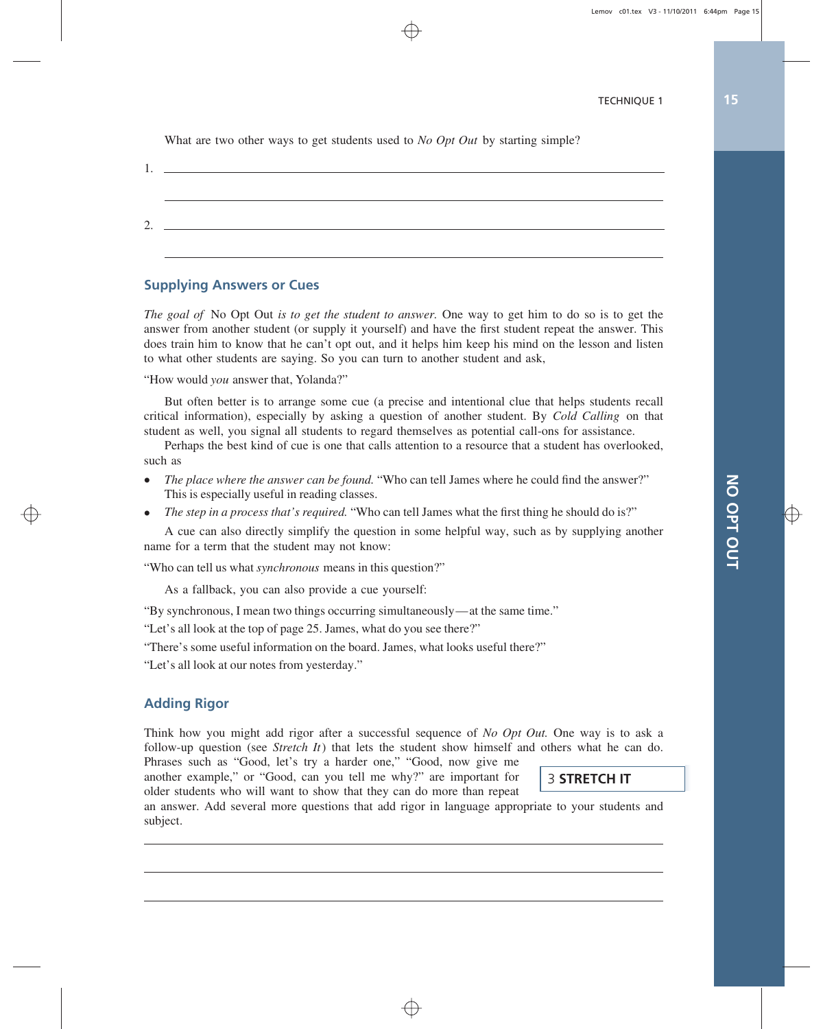What are two other ways to get students used to *No Opt Out* by starting simple?

1. ______________________________________________

______________________________________________

2. ______________________________________________

______________________________________________

## Supplying Answers or Cues

*The goal of* No Opt Out *is to get the student to answer.* One way to get him to do so is to get the answer from another student (or supply it yourself) and have the first student repeat the answer. This does train him to know that he can't opt out, and it helps him keep his mind on the lesson and listen to what other students are saying. So you can turn to another student and ask,

"How would *you* answer that, Yolanda?"

But often better is to arrange some cue (a precise and intentional clue that helps students recall critical information), especially by asking a question of another student. By *Cold Calling* on that student as well, you signal all students to regard themselves as potential call-ons for assistance.

Perhaps the best kind of cue is one that calls attention to a resource that a student has overlooked, such as

- *The place where the answer can be found.* "Who can tell James where he could find the answer?" This is especially useful in reading classes.
- *The step in a process that's required.* "Who can tell James what the first thing he should do is?"

A cue can also directly simplify the question in some helpful way, such as by supplying another name for a term that the student may not know:

"Who can tell us what *synchronous* means in this question?"

As a fallback, you can also provide a cue yourself:

"By synchronous, I mean two things occurring simultaneously—at the same time."

"Let's all look at the top of page 25. James, what do you see there?"

"There's some useful information on the board. James, what looks useful there?"

"Let's all look at our notes from yesterday."

## Adding Rigor

Think how you might add rigor after a successful sequence of *No Opt Out.* One way is to ask a follow-up question (see *Stretch It*) that lets the student show himself and others what he can do. Phrases such as "Good, let's try a harder one," "Good, now give me another example," or "Good, can you tell me why?" are important for older students who will want to show that they can do more than repeat an answer. Add several more questions that add rigor in language appropriate to your students and subject.

3 **STRETCH IT**

______________________________________________

______________________________________________

______________________________________________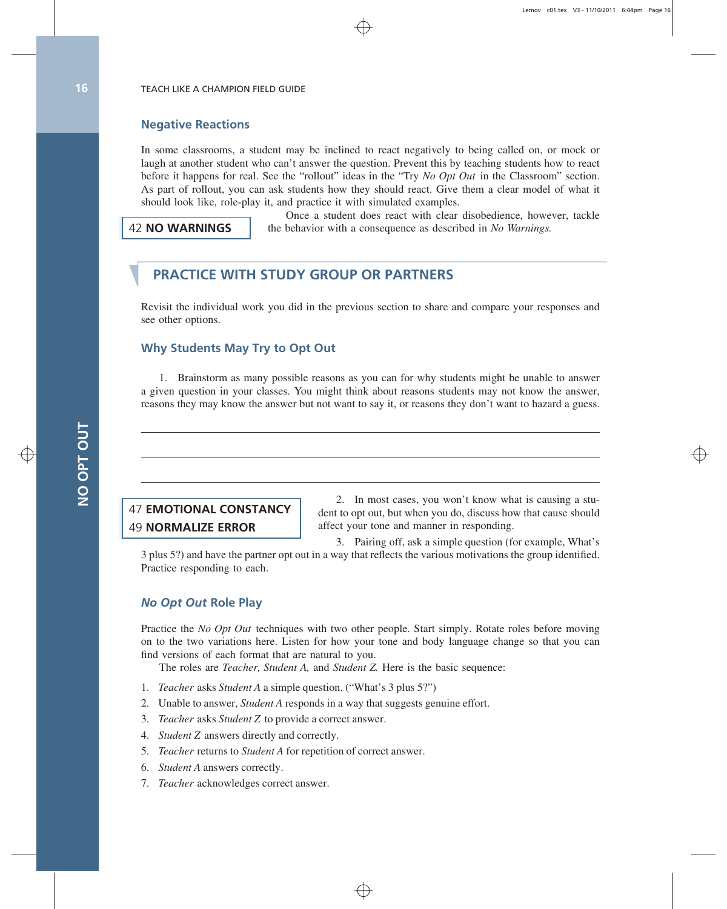### Negative Reactions

In some classrooms, a student may be inclined to react negatively to being called on, or mock or laugh at another student who can't answer the question. Prevent this by teaching students how to react before it happens for real. See the "rollout" ideas in the "Try *No Opt Out* in the Classroom" section. As part of rollout, you can ask students how they should react. Give them a clear model of what it should look like, role-play it, and practice it with simulated examples.

42 **NO WARNINGS**

Once a student does react with clear disobedience, however, tackle the behavior with a consequence as described in *No Warnings.*

## PRACTICE WITH STUDY GROUP OR PARTNERS

Revisit the individual work you did in the previous section to share and compare your responses and see other options.

### Why Students May Try to Opt Out

1. Brainstorm as many possible reasons as you can for why students might be unable to answer a given question in your classes. You might think about reasons students may not know the answer, reasons they may know the answer but not want to say it, or reasons they don't want to hazard a guess.

\_\_\_\_\_\_\_\_\_\_\_\_\_\_\_\_\_\_\_\_\_\_\_\_\_\_\_\_\_\_\_\_\_\_\_\_\_\_\_\_\_\_\_\_\_\_\_\_\_\_\_\_\_\_\_\_\_\_\_\_\_\_\_\_

\_\_\_\_\_\_\_\_\_\_\_\_\_\_\_\_\_\_\_\_\_\_\_\_\_\_\_\_\_\_\_\_\_\_\_\_\_\_\_\_\_\_\_\_\_\_\_\_\_\_\_\_\_\_\_\_\_\_\_\_\_\_\_\_

\_\_\_\_\_\_\_\_\_\_\_\_\_\_\_\_\_\_\_\_\_\_\_\_\_\_\_\_\_\_\_\_\_\_\_\_\_\_\_\_\_\_\_\_\_\_\_\_\_\_\_\_\_\_\_\_\_\_\_\_\_\_\_\_

47 **EMOTIONAL CONSTANCY**
49 **NORMALIZE ERROR**

2. In most cases, you won't know what is causing a student to opt out, but when you do, discuss how that cause should affect your tone and manner in responding.

3. Pairing off, ask a simple question (for example, What's 3 plus 5?) and have the partner opt out in a way that reflects the various motivations the group identified. Practice responding to each.

### *No Opt Out* Role Play

Practice the *No Opt Out* techniques with two other people. Start simply. Rotate roles before moving on to the two variations here. Listen for how your tone and body language change so that you can find versions of each format that are natural to you.

The roles are *Teacher, Student A,* and *Student Z.* Here is the basic sequence:

1. *Teacher* asks *Student A* a simple question. ("What's 3 plus 5?")
2. Unable to answer, *Student A* responds in a way that suggests genuine effort.
3. *Teacher* asks *Student Z* to provide a correct answer.
4. *Student Z* answers directly and correctly.
5. *Teacher* returns to *Student A* for repetition of correct answer.
6. *Student A* answers correctly.
7. *Teacher* acknowledges correct answer.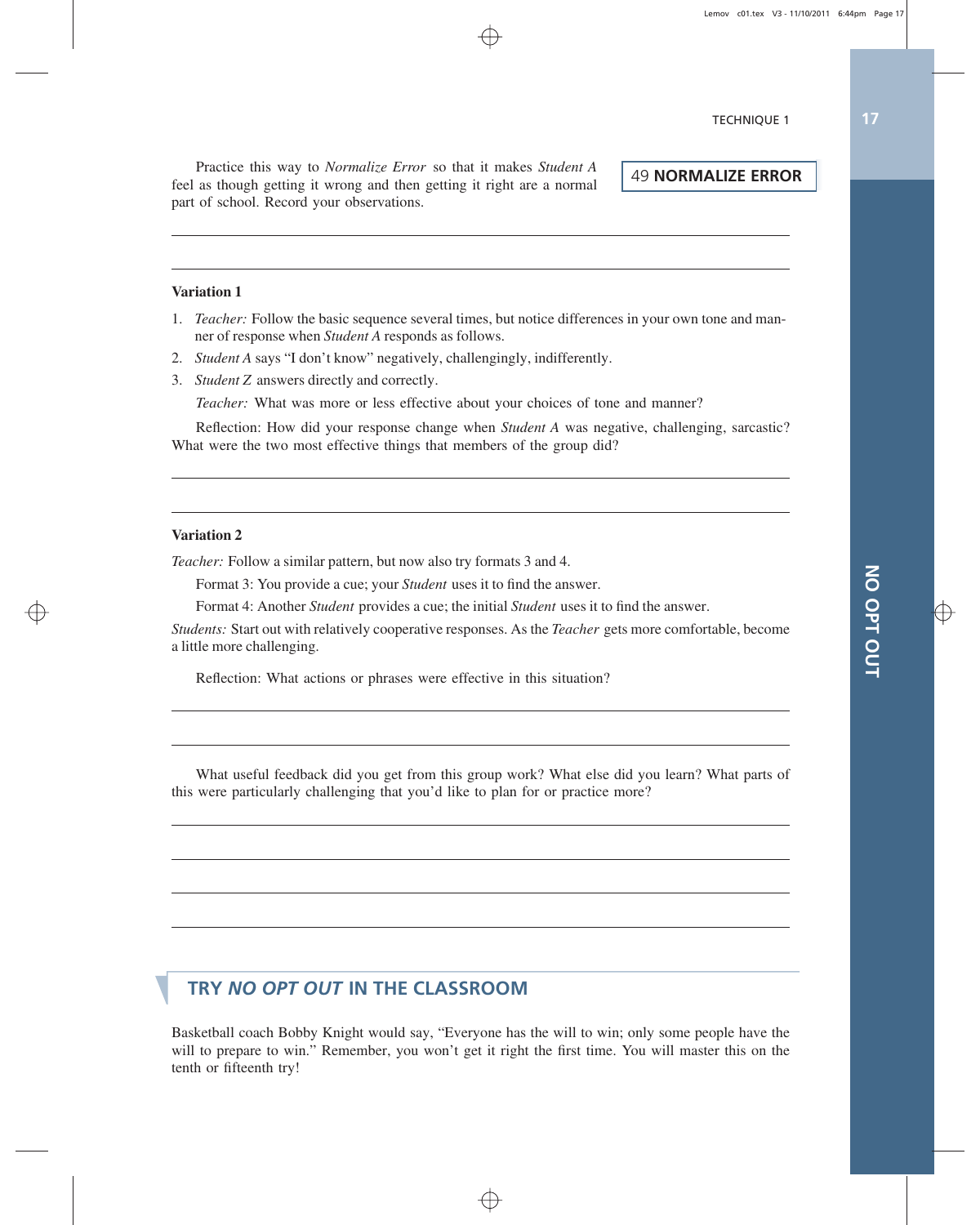Practice this way to *Normalize Error* so that it makes *Student A* feel as though getting it wrong and then getting it right are a normal part of school. Record your observations.

49 **NORMALIZE ERROR**

**Variation 1**

1. *Teacher:* Follow the basic sequence several times, but notice differences in your own tone and manner of response when *Student A* responds as follows.
2. *Student A* says "I don't know" negatively, challengingly, indifferently.
3. *Student Z* answers directly and correctly.

   *Teacher:* What was more or less effective about your choices of tone and manner?

Reflection: How did your response change when *Student A* was negative, challenging, sarcastic? What were the two most effective things that members of the group did?

**Variation 2**

*Teacher:* Follow a similar pattern, but now also try formats 3 and 4.

Format 3: You provide a cue; your *Student* uses it to find the answer.

Format 4: Another *Student* provides a cue; the initial *Student* uses it to find the answer.

*Students:* Start out with relatively cooperative responses. As the *Teacher* gets more comfortable, become a little more challenging.

Reflection: What actions or phrases were effective in this situation?

What useful feedback did you get from this group work? What else did you learn? What parts of this were particularly challenging that you'd like to plan for or practice more?

## TRY *NO OPT OUT* IN THE CLASSROOM

Basketball coach Bobby Knight would say, "Everyone has the will to win; only some people have the will to prepare to win." Remember, you won't get it right the first time. You will master this on the tenth or fifteenth try!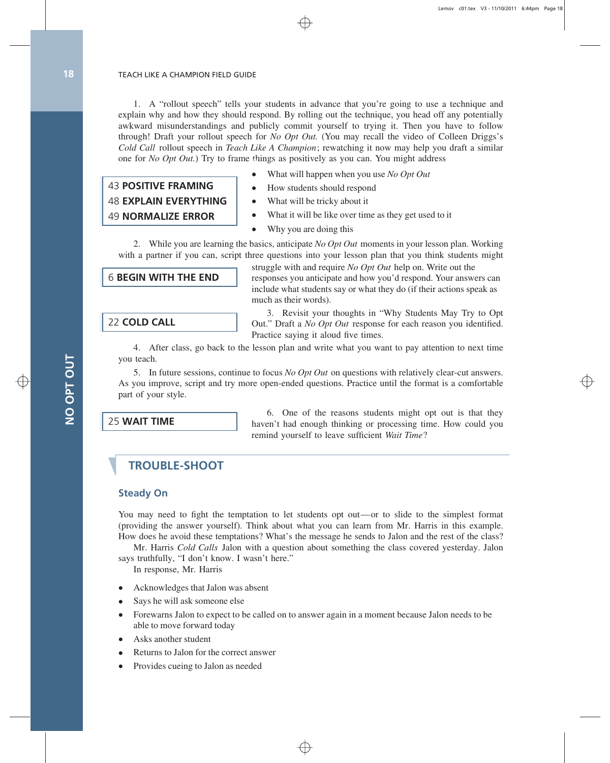1. A "rollout speech" tells your students in advance that you're going to use a technique and explain why and how they should respond. By rolling out the technique, you head off any potentially awkward misunderstandings and publicly commit yourself to trying it. Then you have to follow through! Draft your rollout speech for *No Opt Out.* (You may recall the video of Colleen Driggs's *Cold Call* rollout speech in *Teach Like A Champion*; rewatching it now may help you draft a similar one for *No Opt Out.*) Try to frame things as positively as you can. You might address

> 43 **POSITIVE FRAMING**
> 48 **EXPLAIN EVERYTHING**
> 49 **NORMALIZE ERROR**

- What will happen when you use *No Opt Out*
- How students should respond
- What will be tricky about it
- What it will be like over time as they get used to it
- Why you are doing this

2. While you are learning the basics, anticipate *No Opt Out* moments in your lesson plan. Working with a partner if you can, script three questions into your lesson plan that you think students might struggle with and require *No Opt Out* help on. Write out the responses you anticipate and how you'd respond. Your answers can include what students say or what they do (if their actions speak as much as their words).

> 6 **BEGIN WITH THE END**

> 22 **COLD CALL**

3. Revisit your thoughts in "Why Students May Try to Opt Out." Draft a *No Opt Out* response for each reason you identified. Practice saying it aloud five times.

4. After class, go back to the lesson plan and write what you want to pay attention to next time you teach.

5. In future sessions, continue to focus *No Opt Out* on questions with relatively clear-cut answers. As you improve, script and try more open-ended questions. Practice until the format is a comfortable part of your style.

> 25 **WAIT TIME**

6. One of the reasons students might opt out is that they haven't had enough thinking or processing time. How could you remind yourself to leave sufficient *Wait Time*?

## TROUBLE-SHOOT

### Steady On

You may need to fight the temptation to let students opt out—or to slide to the simplest format (providing the answer yourself). Think about what you can learn from Mr. Harris in this example. How does he avoid these temptations? What's the message he sends to Jalon and the rest of the class?

Mr. Harris *Cold Calls* Jalon with a question about something the class covered yesterday. Jalon says truthfully, "I don't know. I wasn't here."

In response, Mr. Harris

- Acknowledges that Jalon was absent
- Says he will ask someone else
- Forewarns Jalon to expect to be called on to answer again in a moment because Jalon needs to be able to move forward today
- Asks another student
- Returns to Jalon for the correct answer
- Provides cueing to Jalon as needed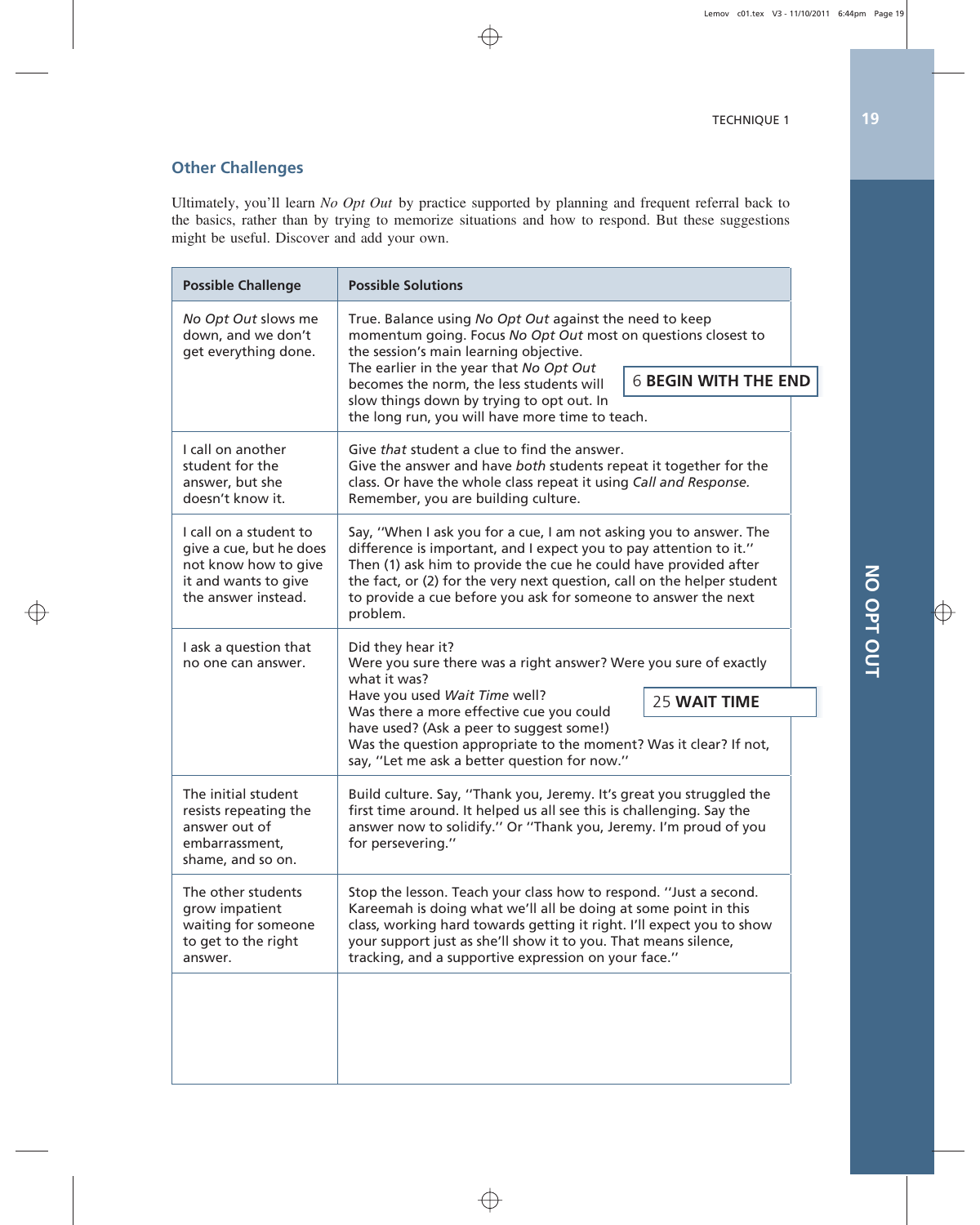## Other Challenges

Ultimately, you'll learn *No Opt Out* by practice supported by planning and frequent referral back to the basics, rather than by trying to memorize situations and how to respond. But these suggestions might be useful. Discover and add your own.

| Possible Challenge | Possible Solutions |
|---|---|
| *No Opt Out* slows me down, and we don't get everything done. | True. Balance using *No Opt Out* against the need to keep momentum going. Focus *No Opt Out* most on questions closest to the session's main learning objective. The earlier in the year that *No Opt Out* becomes the norm, the less students will slow things down by trying to opt out. In the long run, you will have more time to teach. [6 **BEGIN WITH THE END**] |
| I call on another student for the answer, but she doesn't know it. | Give *that* student a clue to find the answer. Give the answer and have *both* students repeat it together for the class. Or have the whole class repeat it using *Call and Response*. Remember, you are building culture. |
| I call on a student to give a cue, but he does not know how to give it and wants to give the answer instead. | Say, "When I ask you for a cue, I am not asking you to answer. The difference is important, and I expect you to pay attention to it." Then (1) ask him to provide the cue he could have provided after the fact, or (2) for the very next question, call on the helper student to provide a cue before you ask for someone to answer the next problem. |
| I ask a question that no one can answer. | Did they hear it? Were you sure there was a right answer? Were you sure of exactly what it was? Have you used *Wait Time* well? Was there a more effective cue you could have used? (Ask a peer to suggest some!) Was the question appropriate to the moment? Was it clear? If not, say, "Let me ask a better question for now." [25 **WAIT TIME**] |
| The initial student resists repeating the answer out of embarrassment, shame, and so on. | Build culture. Say, "Thank you, Jeremy. It's great you struggled the first time around. It helped us all see this is challenging. Say the answer now to solidify." Or "Thank you, Jeremy. I'm proud of you for persevering." |
| The other students grow impatient waiting for someone to get to the right answer. | Stop the lesson. Teach your class how to respond. "Just a second. Kareemah is doing what we'll all be doing at some point in this class, working hard towards getting it right. I'll expect you to show your support just as she'll show it to you. That means silence, tracking, and a supportive expression on your face." |
| | |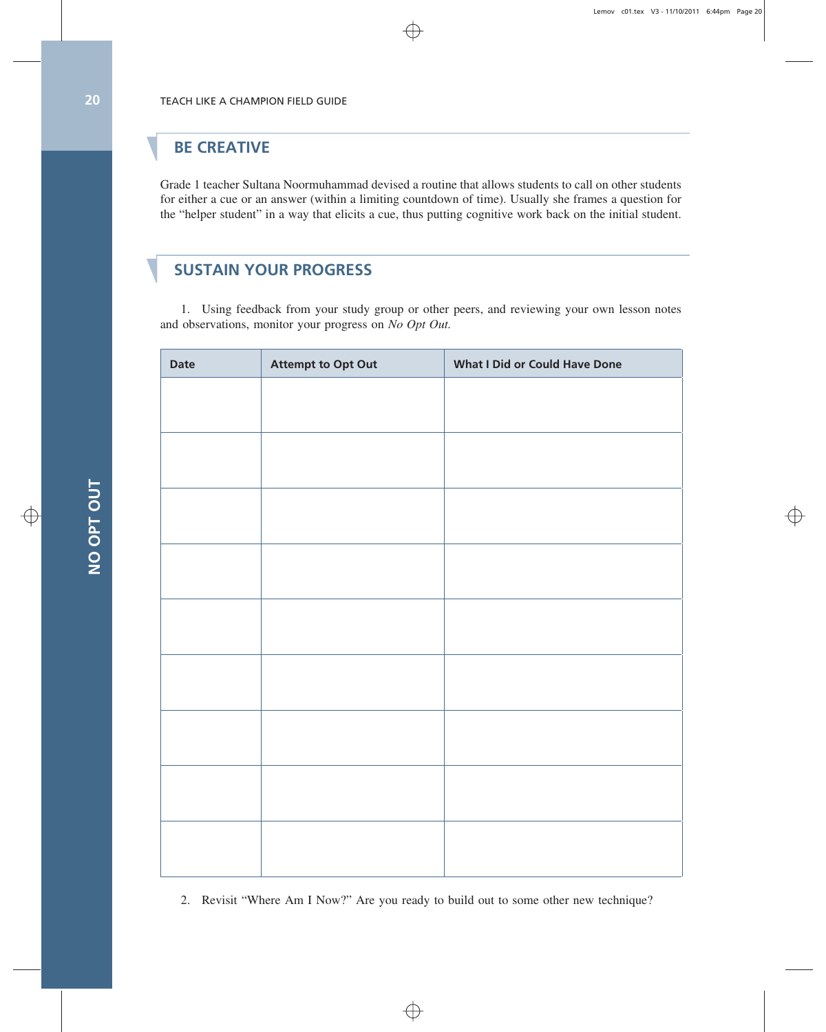## BE CREATIVE

Grade 1 teacher Sultana Noormuhammad devised a routine that allows students to call on other students for either a cue or an answer (within a limiting countdown of time). Usually she frames a question for the "helper student" in a way that elicits a cue, thus putting cognitive work back on the initial student.

## SUSTAIN YOUR PROGRESS

1. Using feedback from your study group or other peers, and reviewing your own lesson notes and observations, monitor your progress on *No Opt Out*.

| Date | Attempt to Opt Out | What I Did or Could Have Done |
|---|---|---|
| | | |
| | | |
| | | |
| | | |
| | | |
| | | |
| | | |
| | | |
| | | |

2. Revisit "Where Am I Now?" Are you ready to build out to some other new technique?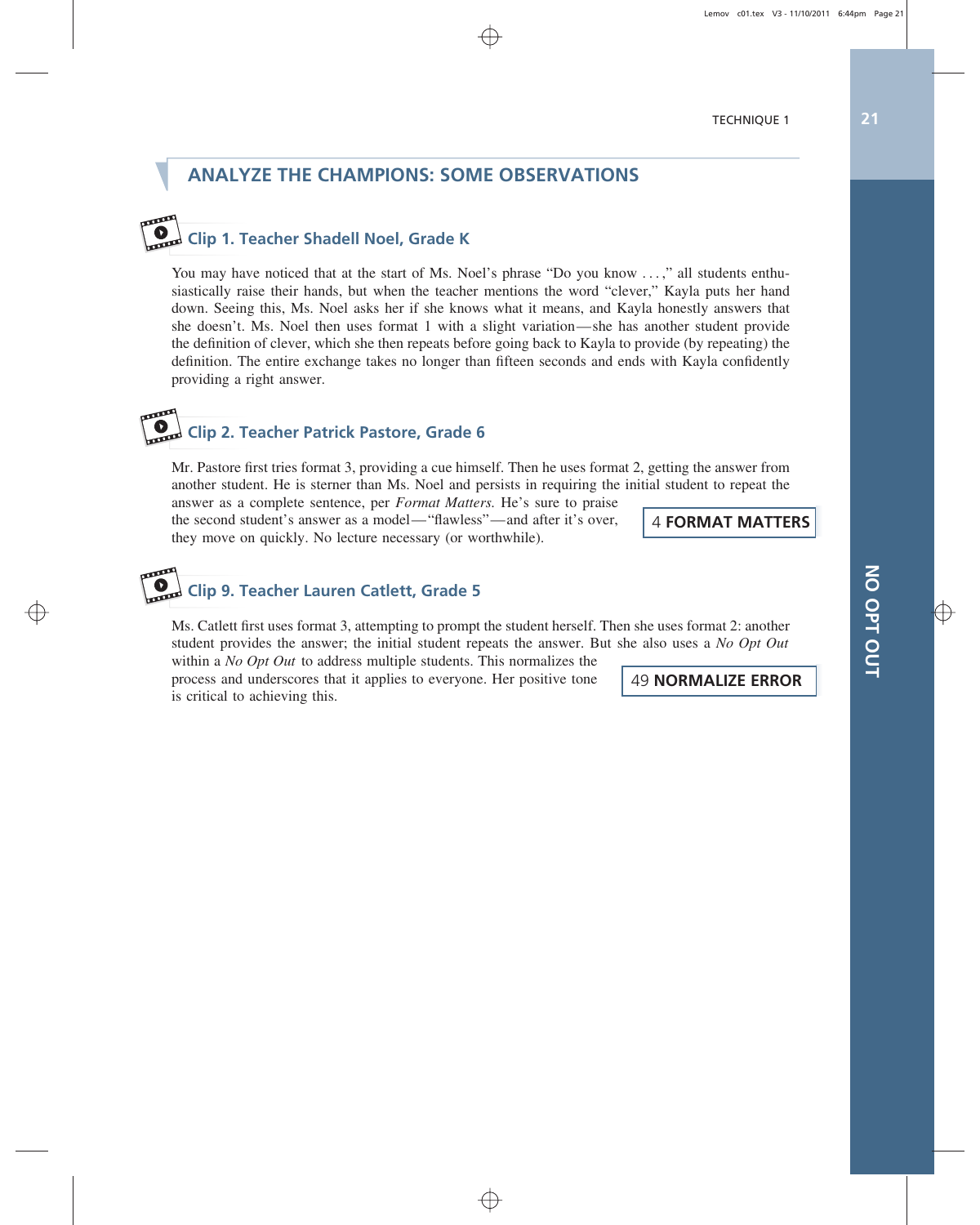## ANALYZE THE CHAMPIONS: SOME OBSERVATIONS

### Clip 1. Teacher Shadell Noel, Grade K

You may have noticed that at the start of Ms. Noel's phrase "Do you know . . . ," all students enthusiastically raise their hands, but when the teacher mentions the word "clever," Kayla puts her hand down. Seeing this, Ms. Noel asks her if she knows what it means, and Kayla honestly answers that she doesn't. Ms. Noel then uses format 1 with a slight variation—she has another student provide the definition of clever, which she then repeats before going back to Kayla to provide (by repeating) the definition. The entire exchange takes no longer than fifteen seconds and ends with Kayla confidently providing a right answer.

### Clip 2. Teacher Patrick Pastore, Grade 6

Mr. Pastore first tries format 3, providing a cue himself. Then he uses format 2, getting the answer from another student. He is sterner than Ms. Noel and persists in requiring the initial student to repeat the answer as a complete sentence, per *Format Matters.* He's sure to praise the second student's answer as a model—"flawless"—and after it's over, they move on quickly. No lecture necessary (or worthwhile).

4 **FORMAT MATTERS**

### Clip 9. Teacher Lauren Catlett, Grade 5

Ms. Catlett first uses format 3, attempting to prompt the student herself. Then she uses format 2: another student provides the answer; the initial student repeats the answer. But she also uses a *No Opt Out* within a *No Opt Out* to address multiple students. This normalizes the process and underscores that it applies to everyone. Her positive tone is critical to achieving this.

49 **NORMALIZE ERROR**